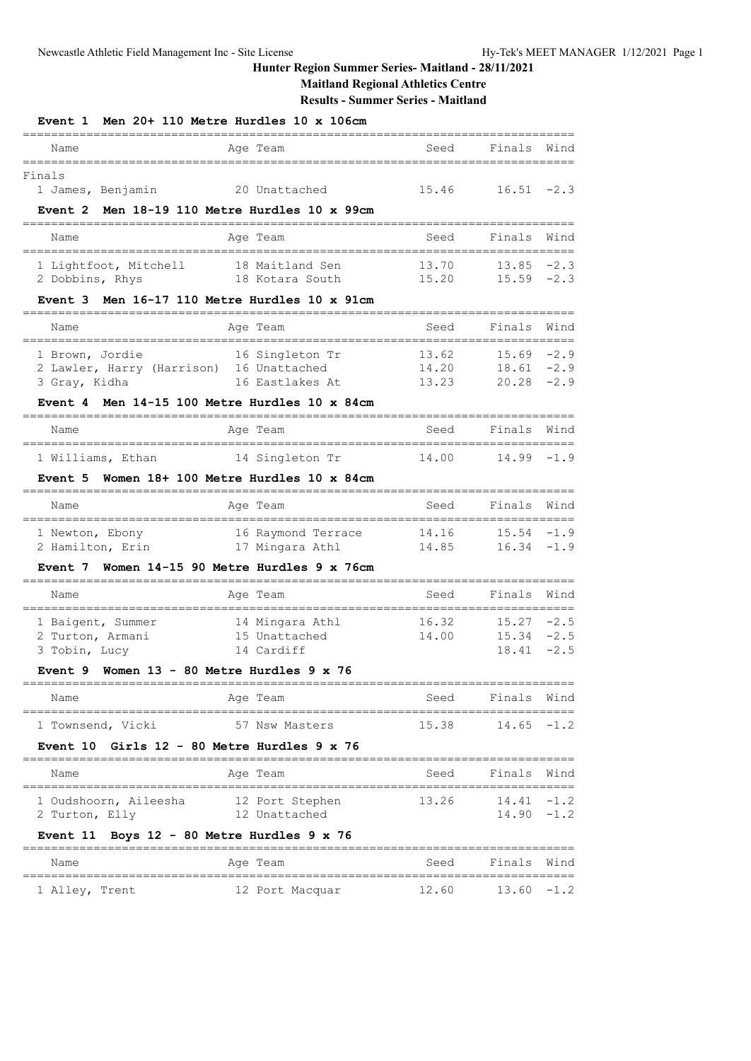# Hunter Region Summer Series- Maitland - 28/11/2021

## Maitland Regional Athletics Centre

### Results - Summer Series - Maitland

### Event 1 Men 20+ 110 Metre Hurdles 10 x 106cm

| Name | Age | Team | Seed | Finals | Wind |
|---|---|---|---|---|---|
| **Finals** | | | | | |
| 1 James, Benjamin | 20 | Unattached | 15.46 | 16.51 | -2.3 |

### Event 2 Men 18-19 110 Metre Hurdles 10 x 99cm

| Name | Age | Team | Seed | Finals | Wind |
|---|---|---|---|---|---|
| 1 Lightfoot, Mitchell | 18 | Maitland Sen | 13.70 | 13.85 | -2.3 |
| 2 Dobbins, Rhys | 18 | Kotara South | 15.20 | 15.59 | -2.3 |

### Event 3 Men 16-17 110 Metre Hurdles 10 x 91cm

| Name | Age | Team | Seed | Finals | Wind |
|---|---|---|---|---|---|
| 1 Brown, Jordie | 16 | Singleton Tr | 13.62 | 15.69 | -2.9 |
| 2 Lawler, Harry (Harrison) | 16 | Unattached | 14.20 | 18.61 | -2.9 |
| 3 Gray, Kidha | 16 | Eastlakes At | 13.23 | 20.28 | -2.9 |

### Event 4 Men 14-15 100 Metre Hurdles 10 x 84cm

| Name | Age | Team | Seed | Finals | Wind |
|---|---|---|---|---|---|
| 1 Williams, Ethan | 14 | Singleton Tr | 14.00 | 14.99 | -1.9 |

### Event 5 Women 18+ 100 Metre Hurdles 10 x 84cm

| Name | Age | Team | Seed | Finals | Wind |
|---|---|---|---|---|---|
| 1 Newton, Ebony | 16 | Raymond Terrace | 14.16 | 15.54 | -1.9 |
| 2 Hamilton, Erin | 17 | Mingara Athl | 14.85 | 16.34 | -1.9 |

### Event 7 Women 14-15 90 Metre Hurdles 9 x 76cm

| Name | Age | Team | Seed | Finals | Wind |
|---|---|---|---|---|---|
| 1 Baigent, Summer | 14 | Mingara Athl | 16.32 | 15.27 | -2.5 |
| 2 Turton, Armani | 15 | Unattached | 14.00 | 15.34 | -2.5 |
| 3 Tobin, Lucy | 14 | Cardiff | | 18.41 | -2.5 |

### Event 9 Women 13 - 80 Metre Hurdles 9 x 76

| Name | Age | Team | Seed | Finals | Wind |
|---|---|---|---|---|---|
| 1 Townsend, Vicki | 57 | Nsw Masters | 15.38 | 14.65 | -1.2 |

### Event 10 Girls 12 - 80 Metre Hurdles 9 x 76

| Name | Age | Team | Seed | Finals | Wind |
|---|---|---|---|---|---|
| 1 Oudshoorn, Aileesha | 12 | Port Stephen | 13.26 | 14.41 | -1.2 |
| 2 Turton, Elly | 12 | Unattached | | 14.90 | -1.2 |

### Event 11 Boys 12 - 80 Metre Hurdles 9 x 76

| Name | Age | Team | Seed | Finals | Wind |
|---|---|---|---|---|---|
| 1 Alley, Trent | 12 | Port Macquar | 12.60 | 13.60 | -1.2 |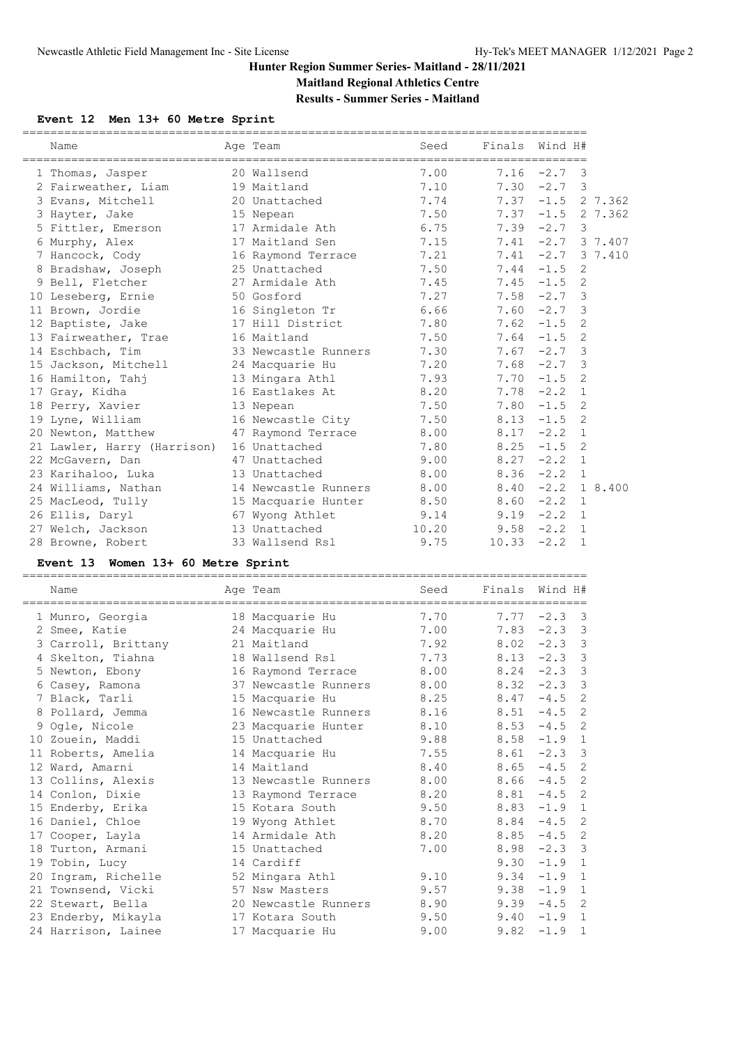# Hunter Region Summer Series- Maitland - 28/11/2021

**Maitland Regional Athletics Centre**

**Results - Summer Series - Maitland**

## Event 12 Men 13+ 60 Metre Sprint

| | Name | Age | Team | Seed | Finals | Wind | H# | |
|---|---|---|---|---|---|---|---|---|
| 1 | Thomas, Jasper | 20 | Wallsend | 7.00 | 7.16 | -2.7 | 3 | |
| 2 | Fairweather, Liam | 19 | Maitland | 7.10 | 7.30 | -2.7 | 3 | |
| 3 | Evans, Mitchell | 20 | Unattached | 7.74 | 7.37 | -1.5 | 2 | 7.362 |
| 3 | Hayter, Jake | 15 | Nepean | 7.50 | 7.37 | -1.5 | 2 | 7.362 |
| 5 | Fittler, Emerson | 17 | Armidale Ath | 6.75 | 7.39 | -2.7 | 3 | |
| 6 | Murphy, Alex | 17 | Maitland Sen | 7.15 | 7.41 | -2.7 | 3 | 7.407 |
| 7 | Hancock, Cody | 16 | Raymond Terrace | 7.21 | 7.41 | -2.7 | 3 | 7.410 |
| 8 | Bradshaw, Joseph | 25 | Unattached | 7.50 | 7.44 | -1.5 | 2 | |
| 9 | Bell, Fletcher | 27 | Armidale Ath | 7.45 | 7.45 | -1.5 | 2 | |
| 10 | Leseberg, Ernie | 50 | Gosford | 7.27 | 7.58 | -2.7 | 3 | |
| 11 | Brown, Jordie | 16 | Singleton Tr | 6.66 | 7.60 | -2.7 | 3 | |
| 12 | Baptiste, Jake | 17 | Hill District | 7.80 | 7.62 | -1.5 | 2 | |
| 13 | Fairweather, Trae | 16 | Maitland | 7.50 | 7.64 | -1.5 | 2 | |
| 14 | Eschbach, Tim | 33 | Newcastle Runners | 7.30 | 7.67 | -2.7 | 3 | |
| 15 | Jackson, Mitchell | 24 | Macquarie Hu | 7.20 | 7.68 | -2.7 | 3 | |
| 16 | Hamilton, Tahj | 13 | Mingara Athl | 7.93 | 7.70 | -1.5 | 2 | |
| 17 | Gray, Kidha | 16 | Eastlakes At | 8.20 | 7.78 | -2.2 | 1 | |
| 18 | Perry, Xavier | 13 | Nepean | 7.50 | 7.80 | -1.5 | 2 | |
| 19 | Lyne, William | 16 | Newcastle City | 7.50 | 8.13 | -1.5 | 2 | |
| 20 | Newton, Matthew | 47 | Raymond Terrace | 8.00 | 8.17 | -2.2 | 1 | |
| 21 | Lawler, Harry (Harrison) | 16 | Unattached | 7.80 | 8.25 | -1.5 | 2 | |
| 22 | McGavern, Dan | 47 | Unattached | 9.00 | 8.27 | -2.2 | 1 | |
| 23 | Karihaloo, Luka | 13 | Unattached | 8.00 | 8.36 | -2.2 | 1 | |
| 24 | Williams, Nathan | 14 | Newcastle Runners | 8.00 | 8.40 | -2.2 | 1 | 8.400 |
| 25 | MacLeod, Tully | 15 | Macquarie Hunter | 8.50 | 8.60 | -2.2 | 1 | |
| 26 | Ellis, Daryl | 67 | Wyong Athlet | 9.14 | 9.19 | -2.2 | 1 | |
| 27 | Welch, Jackson | 13 | Unattached | 10.20 | 9.58 | -2.2 | 1 | |
| 28 | Browne, Robert | 33 | Wallsend Rsl | 9.75 | 10.33 | -2.2 | 1 | |

## Event 13 Women 13+ 60 Metre Sprint

| | Name | Age | Team | Seed | Finals | Wind | H# |
|---|---|---|---|---|---|---|---|
| 1 | Munro, Georgia | 18 | Macquarie Hu | 7.70 | 7.77 | -2.3 | 3 |
| 2 | Smee, Katie | 24 | Macquarie Hu | 7.00 | 7.83 | -2.3 | 3 |
| 3 | Carroll, Brittany | 21 | Maitland | 7.92 | 8.02 | -2.3 | 3 |
| 4 | Skelton, Tiahna | 18 | Wallsend Rsl | 7.73 | 8.13 | -2.3 | 3 |
| 5 | Newton, Ebony | 16 | Raymond Terrace | 8.00 | 8.24 | -2.3 | 3 |
| 6 | Casey, Ramona | 37 | Newcastle Runners | 8.00 | 8.32 | -2.3 | 3 |
| 7 | Black, Tarli | 15 | Macquarie Hu | 8.25 | 8.47 | -4.5 | 2 |
| 8 | Pollard, Jemma | 16 | Newcastle Runners | 8.16 | 8.51 | -4.5 | 2 |
| 9 | Ogle, Nicole | 23 | Macquarie Hunter | 8.10 | 8.53 | -4.5 | 2 |
| 10 | Zouein, Maddi | 15 | Unattached | 9.88 | 8.58 | -1.9 | 1 |
| 11 | Roberts, Amelia | 14 | Macquarie Hu | 7.55 | 8.61 | -2.3 | 3 |
| 12 | Ward, Amarni | 14 | Maitland | 8.40 | 8.65 | -4.5 | 2 |
| 13 | Collins, Alexis | 13 | Newcastle Runners | 8.00 | 8.66 | -4.5 | 2 |
| 14 | Conlon, Dixie | 13 | Raymond Terrace | 8.20 | 8.81 | -4.5 | 2 |
| 15 | Enderby, Erika | 15 | Kotara South | 9.50 | 8.83 | -1.9 | 1 |
| 16 | Daniel, Chloe | 19 | Wyong Athlet | 8.70 | 8.84 | -4.5 | 2 |
| 17 | Cooper, Layla | 14 | Armidale Ath | 8.20 | 8.85 | -4.5 | 2 |
| 18 | Turton, Armani | 15 | Unattached | 7.00 | 8.98 | -2.3 | 3 |
| 19 | Tobin, Lucy | 14 | Cardiff | | 9.30 | -1.9 | 1 |
| 20 | Ingram, Richelle | 52 | Mingara Athl | 9.10 | 9.34 | -1.9 | 1 |
| 21 | Townsend, Vicki | 57 | Nsw Masters | 9.57 | 9.38 | -1.9 | 1 |
| 22 | Stewart, Bella | 20 | Newcastle Runners | 8.90 | 9.39 | -4.5 | 2 |
| 23 | Enderby, Mikayla | 17 | Kotara South | 9.50 | 9.40 | -1.9 | 1 |
| 24 | Harrison, Lainee | 17 | Macquarie Hu | 9.00 | 9.82 | -1.9 | 1 |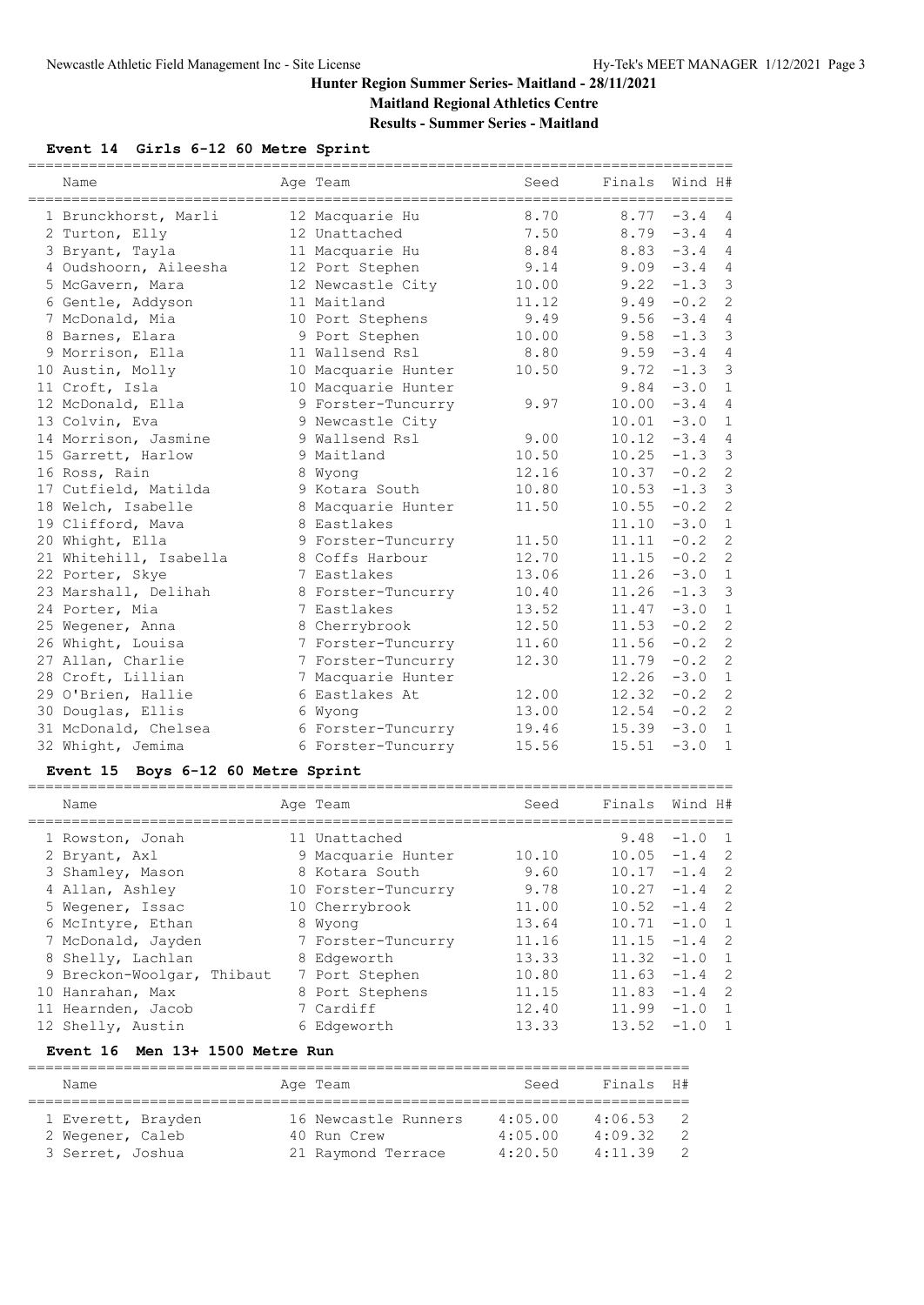# Hunter Region Summer Series- Maitland - 28/11/2021

**Maitland Regional Athletics Centre**

**Results - Summer Series - Maitland**

### Event 14 Girls 6-12 60 Metre Sprint

| | Name | Age | Team | Seed | Finals | Wind | H# |
|---|---|---|---|---|---|---|---|
| 1 | Brunckhorst, Marli | 12 | Macquarie Hu | 8.70 | 8.77 | -3.4 | 4 |
| 2 | Turton, Elly | 12 | Unattached | 7.50 | 8.79 | -3.4 | 4 |
| 3 | Bryant, Tayla | 11 | Macquarie Hu | 8.84 | 8.83 | -3.4 | 4 |
| 4 | Oudshoorn, Aileesha | 12 | Port Stephen | 9.14 | 9.09 | -3.4 | 4 |
| 5 | McGavern, Mara | 12 | Newcastle City | 10.00 | 9.22 | -1.3 | 3 |
| 6 | Gentle, Addyson | 11 | Maitland | 11.12 | 9.49 | -0.2 | 2 |
| 7 | McDonald, Mia | 10 | Port Stephens | 9.49 | 9.56 | -3.4 | 4 |
| 8 | Barnes, Elara | 9 | Port Stephen | 10.00 | 9.58 | -1.3 | 3 |
| 9 | Morrison, Ella | 11 | Wallsend Rsl | 8.80 | 9.59 | -3.4 | 4 |
| 10 | Austin, Molly | 10 | Macquarie Hunter | 10.50 | 9.72 | -1.3 | 3 |
| 11 | Croft, Isla | 10 | Macquarie Hunter | | 9.84 | -3.0 | 1 |
| 12 | McDonald, Ella | 9 | Forster-Tuncurry | 9.97 | 10.00 | -3.4 | 4 |
| 13 | Colvin, Eva | 9 | Newcastle City | | 10.01 | -3.0 | 1 |
| 14 | Morrison, Jasmine | 9 | Wallsend Rsl | 9.00 | 10.12 | -3.4 | 4 |
| 15 | Garrett, Harlow | 9 | Maitland | 10.50 | 10.25 | -1.3 | 3 |
| 16 | Ross, Rain | 8 | Wyong | 12.16 | 10.37 | -0.2 | 2 |
| 17 | Cutfield, Matilda | 9 | Kotara South | 10.80 | 10.53 | -1.3 | 3 |
| 18 | Welch, Isabelle | 8 | Macquarie Hunter | 11.50 | 10.55 | -0.2 | 2 |
| 19 | Clifford, Mava | 8 | Eastlakes | | 11.10 | -3.0 | 1 |
| 20 | Whight, Ella | 9 | Forster-Tuncurry | 11.50 | 11.11 | -0.2 | 2 |
| 21 | Whitehill, Isabella | 8 | Coffs Harbour | 12.70 | 11.15 | -0.2 | 2 |
| 22 | Porter, Skye | 7 | Eastlakes | 13.06 | 11.26 | -3.0 | 1 |
| 23 | Marshall, Delihah | 8 | Forster-Tuncurry | 10.40 | 11.26 | -1.3 | 3 |
| 24 | Porter, Mia | 7 | Eastlakes | 13.52 | 11.47 | -3.0 | 1 |
| 25 | Wegener, Anna | 8 | Cherrybrook | 12.50 | 11.53 | -0.2 | 2 |
| 26 | Whight, Louisa | 7 | Forster-Tuncurry | 11.60 | 11.56 | -0.2 | 2 |
| 27 | Allan, Charlie | 7 | Forster-Tuncurry | 12.30 | 11.79 | -0.2 | 2 |
| 28 | Croft, Lillian | 7 | Macquarie Hunter | | 12.26 | -3.0 | 1 |
| 29 | O'Brien, Hallie | 6 | Eastlakes At | 12.00 | 12.32 | -0.2 | 2 |
| 30 | Douglas, Ellis | 6 | Wyong | 13.00 | 12.54 | -0.2 | 2 |
| 31 | McDonald, Chelsea | 6 | Forster-Tuncurry | 19.46 | 15.39 | -3.0 | 1 |
| 32 | Whight, Jemima | 6 | Forster-Tuncurry | 15.56 | 15.51 | -3.0 | 1 |

### Event 15 Boys 6-12 60 Metre Sprint

| | Name | Age | Team | Seed | Finals | Wind | H# |
|---|---|---|---|---|---|---|---|
| 1 | Rowston, Jonah | 11 | Unattached | | 9.48 | -1.0 | 1 |
| 2 | Bryant, Axl | 9 | Macquarie Hunter | 10.10 | 10.05 | -1.4 | 2 |
| 3 | Shamley, Mason | 8 | Kotara South | 9.60 | 10.17 | -1.4 | 2 |
| 4 | Allan, Ashley | 10 | Forster-Tuncurry | 9.78 | 10.27 | -1.4 | 2 |
| 5 | Wegener, Issac | 10 | Cherrybrook | 11.00 | 10.52 | -1.4 | 2 |
| 6 | McIntyre, Ethan | 8 | Wyong | 13.64 | 10.71 | -1.0 | 1 |
| 7 | McDonald, Jayden | 7 | Forster-Tuncurry | 11.16 | 11.15 | -1.4 | 2 |
| 8 | Shelly, Lachlan | 8 | Edgeworth | 13.33 | 11.32 | -1.0 | 1 |
| 9 | Breckon-Woolgar, Thibaut | 7 | Port Stephen | 10.80 | 11.63 | -1.4 | 2 |
| 10 | Hanrahan, Max | 8 | Port Stephens | 11.15 | 11.83 | -1.4 | 2 |
| 11 | Hearnden, Jacob | 7 | Cardiff | 12.40 | 11.99 | -1.0 | 1 |
| 12 | Shelly, Austin | 6 | Edgeworth | 13.33 | 13.52 | -1.0 | 1 |

### Event 16 Men 13+ 1500 Metre Run

| | Name | Age | Team | Seed | Finals | H# |
|---|---|---|---|---|---|---|
| 1 | Everett, Brayden | 16 | Newcastle Runners | 4:05.00 | 4:06.53 | 2 |
| 2 | Wegener, Caleb | 40 | Run Crew | 4:05.00 | 4:09.32 | 2 |
| 3 | Serret, Joshua | 21 | Raymond Terrace | 4:20.50 | 4:11.39 | 2 |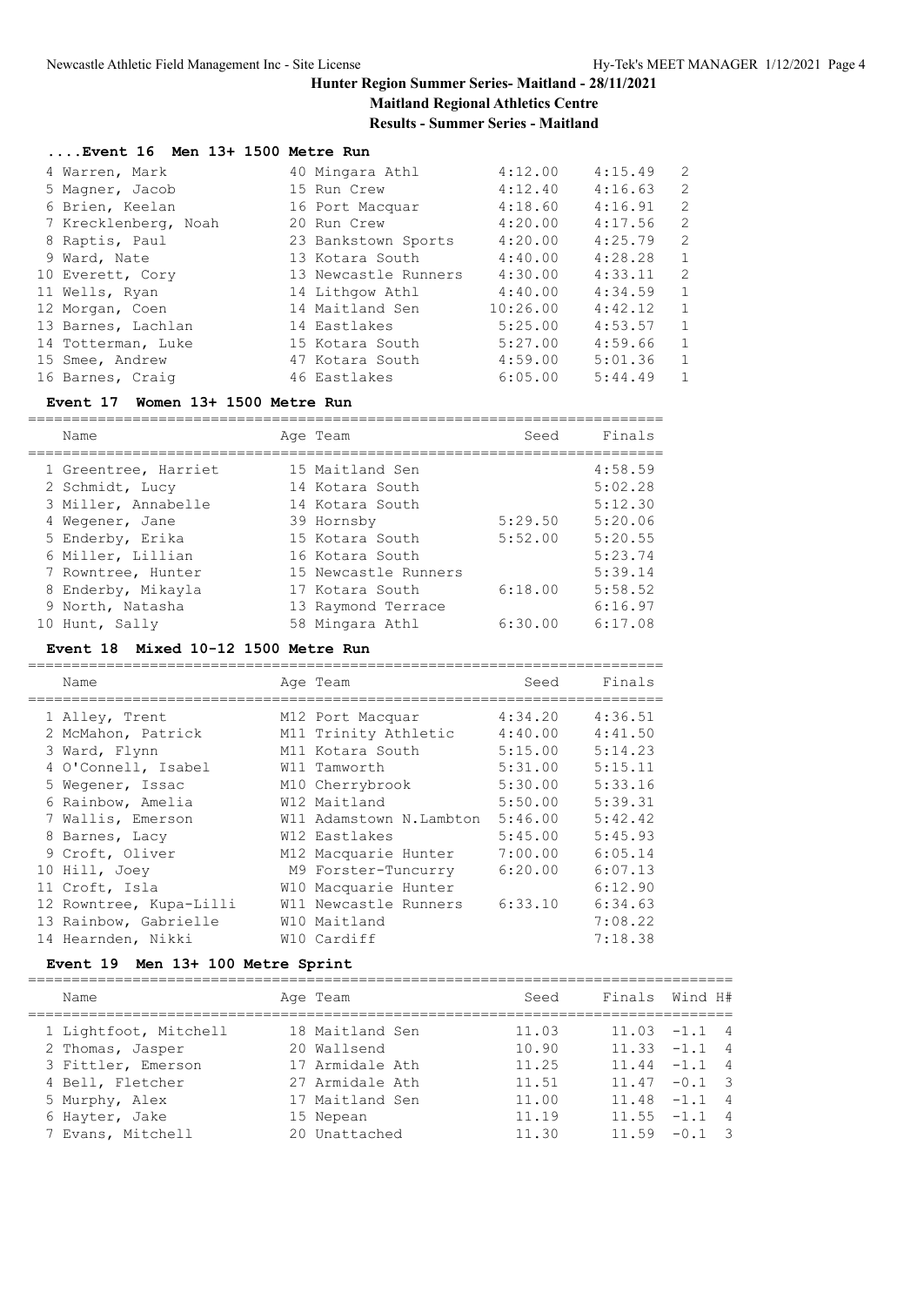# Hunter Region Summer Series- Maitland - 28/11/2021

**Maitland Regional Athletics Centre**

**Results - Summer Series - Maitland**

### ....Event 16 Men 13+ 1500 Metre Run

| Name | Age | Team | Seed | Finals | H# |
|---|---|---|---|---|---|
| 4 Warren, Mark | 40 | Mingara Athl | 4:12.00 | 4:15.49 | 2 |
| 5 Magner, Jacob | 15 | Run Crew | 4:12.40 | 4:16.63 | 2 |
| 6 Brien, Keelan | 16 | Port Macquar | 4:18.60 | 4:16.91 | 2 |
| 7 Krecklenberg, Noah | 20 | Run Crew | 4:20.00 | 4:17.56 | 2 |
| 8 Raptis, Paul | 23 | Bankstown Sports | 4:20.00 | 4:25.79 | 2 |
| 9 Ward, Nate | 13 | Kotara South | 4:40.00 | 4:28.28 | 1 |
| 10 Everett, Cory | 13 | Newcastle Runners | 4:30.00 | 4:33.11 | 2 |
| 11 Wells, Ryan | 14 | Lithgow Athl | 4:40.00 | 4:34.59 | 1 |
| 12 Morgan, Coen | 14 | Maitland Sen | 10:26.00 | 4:42.12 | 1 |
| 13 Barnes, Lachlan | 14 | Eastlakes | 5:25.00 | 4:53.57 | 1 |
| 14 Totterman, Luke | 15 | Kotara South | 5:27.00 | 4:59.66 | 1 |
| 15 Smee, Andrew | 47 | Kotara South | 4:59.00 | 5:01.36 | 1 |
| 16 Barnes, Craig | 46 | Eastlakes | 6:05.00 | 5:44.49 | 1 |

### Event 17 Women 13+ 1500 Metre Run

| Name | Age | Team | Seed | Finals |
|---|---|---|---|---|
| 1 Greentree, Harriet | 15 | Maitland Sen | | 4:58.59 |
| 2 Schmidt, Lucy | 14 | Kotara South | | 5:02.28 |
| 3 Miller, Annabelle | 14 | Kotara South | | 5:12.30 |
| 4 Wegener, Jane | 39 | Hornsby | 5:29.50 | 5:20.06 |
| 5 Enderby, Erika | 15 | Kotara South | 5:52.00 | 5:20.55 |
| 6 Miller, Lillian | 16 | Kotara South | | 5:23.74 |
| 7 Rowntree, Hunter | 15 | Newcastle Runners | | 5:39.14 |
| 8 Enderby, Mikayla | 17 | Kotara South | 6:18.00 | 5:58.52 |
| 9 North, Natasha | 13 | Raymond Terrace | | 6:16.97 |
| 10 Hunt, Sally | 58 | Mingara Athl | 6:30.00 | 6:17.08 |

### Event 18 Mixed 10-12 1500 Metre Run

| Name | Age | Team | Seed | Finals |
|---|---|---|---|---|
| 1 Alley, Trent | M12 | Port Macquar | 4:34.20 | 4:36.51 |
| 2 McMahon, Patrick | M11 | Trinity Athletic | 4:40.00 | 4:41.50 |
| 3 Ward, Flynn | M11 | Kotara South | 5:15.00 | 5:14.23 |
| 4 O'Connell, Isabel | W11 | Tamworth | 5:31.00 | 5:15.11 |
| 5 Wegener, Issac | M10 | Cherrybrook | 5:30.00 | 5:33.16 |
| 6 Rainbow, Amelia | W12 | Maitland | 5:50.00 | 5:39.31 |
| 7 Wallis, Emerson | W11 | Adamstown N.Lambton | 5:46.00 | 5:42.42 |
| 8 Barnes, Lacy | W12 | Eastlakes | 5:45.00 | 5:45.93 |
| 9 Croft, Oliver | M12 | Macquarie Hunter | 7:00.00 | 6:05.14 |
| 10 Hill, Joey | M9 | Forster-Tuncurry | 6:20.00 | 6:07.13 |
| 11 Croft, Isla | W10 | Macquarie Hunter | | 6:12.90 |
| 12 Rowntree, Kupa-Lilli | W11 | Newcastle Runners | 6:33.10 | 6:34.63 |
| 13 Rainbow, Gabrielle | W10 | Maitland | | 7:08.22 |
| 14 Hearnden, Nikki | W10 | Cardiff | | 7:18.38 |

### Event 19 Men 13+ 100 Metre Sprint

| Name | Age | Team | Seed | Finals | Wind | H# |
|---|---|---|---|---|---|---|
| 1 Lightfoot, Mitchell | 18 | Maitland Sen | 11.03 | 11.03 | -1.1 | 4 |
| 2 Thomas, Jasper | 20 | Wallsend | 10.90 | 11.33 | -1.1 | 4 |
| 3 Fittler, Emerson | 17 | Armidale Ath | 11.25 | 11.44 | -1.1 | 4 |
| 4 Bell, Fletcher | 27 | Armidale Ath | 11.51 | 11.47 | -0.1 | 3 |
| 5 Murphy, Alex | 17 | Maitland Sen | 11.00 | 11.48 | -1.1 | 4 |
| 6 Hayter, Jake | 15 | Nepean | 11.19 | 11.55 | -1.1 | 4 |
| 7 Evans, Mitchell | 20 | Unattached | 11.30 | 11.59 | -0.1 | 3 |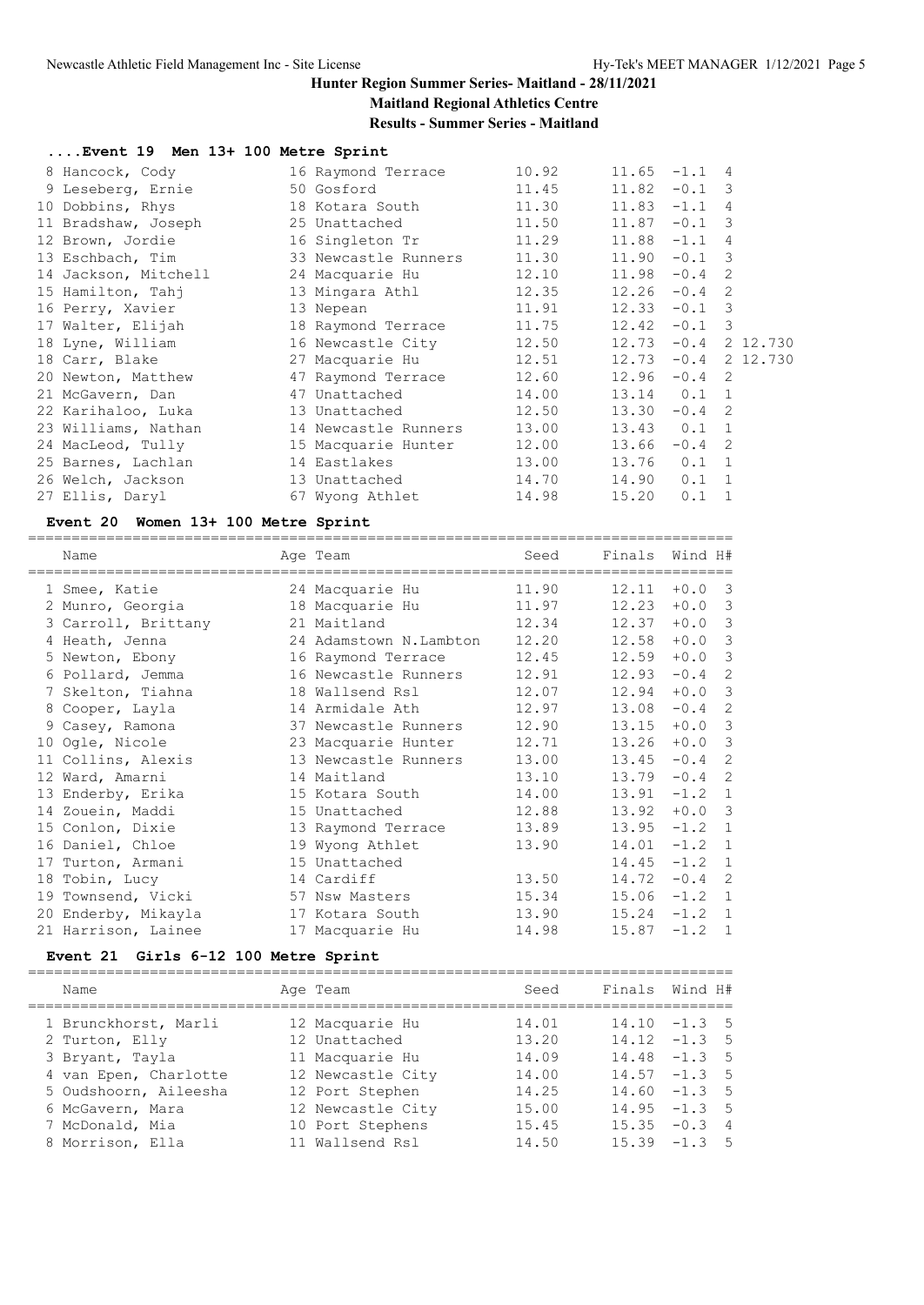# Hunter Region Summer Series- Maitland - 28/11/2021

**Maitland Regional Athletics Centre**

**Results - Summer Series - Maitland**

### ....Event 19 Men 13+ 100 Metre Sprint

| Place | Name | Age | Team | Seed | Finals | Wind | H# | |
|---|---|---|---|---|---|---|---|---|
| 8 | Hancock, Cody | 16 | Raymond Terrace | 10.92 | 11.65 | -1.1 | 4 | |
| 9 | Leseberg, Ernie | 50 | Gosford | 11.45 | 11.82 | -0.1 | 3 | |
| 10 | Dobbins, Rhys | 18 | Kotara South | 11.30 | 11.83 | -1.1 | 4 | |
| 11 | Bradshaw, Joseph | 25 | Unattached | 11.50 | 11.87 | -0.1 | 3 | |
| 12 | Brown, Jordie | 16 | Singleton Tr | 11.29 | 11.88 | -1.1 | 4 | |
| 13 | Eschbach, Tim | 33 | Newcastle Runners | 11.30 | 11.90 | -0.1 | 3 | |
| 14 | Jackson, Mitchell | 24 | Macquarie Hu | 12.10 | 11.98 | -0.4 | 2 | |
| 15 | Hamilton, Tahj | 13 | Mingara Athl | 12.35 | 12.26 | -0.4 | 2 | |
| 16 | Perry, Xavier | 13 | Nepean | 11.91 | 12.33 | -0.1 | 3 | |
| 17 | Walter, Elijah | 18 | Raymond Terrace | 11.75 | 12.42 | -0.1 | 3 | |
| 18 | Lyne, William | 16 | Newcastle City | 12.50 | 12.73 | -0.4 | 2 | 12.730 |
| 18 | Carr, Blake | 27 | Macquarie Hu | 12.51 | 12.73 | -0.4 | 2 | 12.730 |
| 20 | Newton, Matthew | 47 | Raymond Terrace | 12.60 | 12.96 | -0.4 | 2 | |
| 21 | McGavern, Dan | 47 | Unattached | 14.00 | 13.14 | 0.1 | 1 | |
| 22 | Karihaloo, Luka | 13 | Unattached | 12.50 | 13.30 | -0.4 | 2 | |
| 23 | Williams, Nathan | 14 | Newcastle Runners | 13.00 | 13.43 | 0.1 | 1 | |
| 24 | MacLeod, Tully | 15 | Macquarie Hunter | 12.00 | 13.66 | -0.4 | 2 | |
| 25 | Barnes, Lachlan | 14 | Eastlakes | 13.00 | 13.76 | 0.1 | 1 | |
| 26 | Welch, Jackson | 13 | Unattached | 14.70 | 14.90 | 0.1 | 1 | |
| 27 | Ellis, Daryl | 67 | Wyong Athlet | 14.98 | 15.20 | 0.1 | 1 | |

### Event 20 Women 13+ 100 Metre Sprint

| Place | Name | Age | Team | Seed | Finals | Wind | H# |
|---|---|---|---|---|---|---|---|
| 1 | Smee, Katie | 24 | Macquarie Hu | 11.90 | 12.11 | +0.0 | 3 |
| 2 | Munro, Georgia | 18 | Macquarie Hu | 11.97 | 12.23 | +0.0 | 3 |
| 3 | Carroll, Brittany | 21 | Maitland | 12.34 | 12.37 | +0.0 | 3 |
| 4 | Heath, Jenna | 24 | Adamstown N.Lambton | 12.20 | 12.58 | +0.0 | 3 |
| 5 | Newton, Ebony | 16 | Raymond Terrace | 12.45 | 12.59 | +0.0 | 3 |
| 6 | Pollard, Jemma | 16 | Newcastle Runners | 12.91 | 12.93 | -0.4 | 2 |
| 7 | Skelton, Tiahna | 18 | Wallsend Rsl | 12.07 | 12.94 | +0.0 | 3 |
| 8 | Cooper, Layla | 14 | Armidale Ath | 12.97 | 13.08 | -0.4 | 2 |
| 9 | Casey, Ramona | 37 | Newcastle Runners | 12.90 | 13.15 | +0.0 | 3 |
| 10 | Ogle, Nicole | 23 | Macquarie Hunter | 12.71 | 13.26 | +0.0 | 3 |
| 11 | Collins, Alexis | 13 | Newcastle Runners | 13.00 | 13.45 | -0.4 | 2 |
| 12 | Ward, Amarni | 14 | Maitland | 13.10 | 13.79 | -0.4 | 2 |
| 13 | Enderby, Erika | 15 | Kotara South | 14.00 | 13.91 | -1.2 | 1 |
| 14 | Zouein, Maddi | 15 | Unattached | 12.88 | 13.92 | +0.0 | 3 |
| 15 | Conlon, Dixie | 13 | Raymond Terrace | 13.89 | 13.95 | -1.2 | 1 |
| 16 | Daniel, Chloe | 19 | Wyong Athlet | 13.90 | 14.01 | -1.2 | 1 |
| 17 | Turton, Armani | 15 | Unattached | | 14.45 | -1.2 | 1 |
| 18 | Tobin, Lucy | 14 | Cardiff | 13.50 | 14.72 | -0.4 | 2 |
| 19 | Townsend, Vicki | 57 | Nsw Masters | 15.34 | 15.06 | -1.2 | 1 |
| 20 | Enderby, Mikayla | 17 | Kotara South | 13.90 | 15.24 | -1.2 | 1 |
| 21 | Harrison, Lainee | 17 | Macquarie Hu | 14.98 | 15.87 | -1.2 | 1 |

### Event 21 Girls 6-12 100 Metre Sprint

| Place | Name | Age | Team | Seed | Finals | Wind | H# |
|---|---|---|---|---|---|---|---|
| 1 | Brunckhorst, Marli | 12 | Macquarie Hu | 14.01 | 14.10 | -1.3 | 5 |
| 2 | Turton, Elly | 12 | Unattached | 13.20 | 14.12 | -1.3 | 5 |
| 3 | Bryant, Tayla | 11 | Macquarie Hu | 14.09 | 14.48 | -1.3 | 5 |
| 4 | van Epen, Charlotte | 12 | Newcastle City | 14.00 | 14.57 | -1.3 | 5 |
| 5 | Oudshoorn, Aileesha | 12 | Port Stephen | 14.25 | 14.60 | -1.3 | 5 |
| 6 | McGavern, Mara | 12 | Newcastle City | 15.00 | 14.95 | -1.3 | 5 |
| 7 | McDonald, Mia | 10 | Port Stephens | 15.45 | 15.35 | -0.3 | 4 |
| 8 | Morrison, Ella | 11 | Wallsend Rsl | 14.50 | 15.39 | -1.3 | 5 |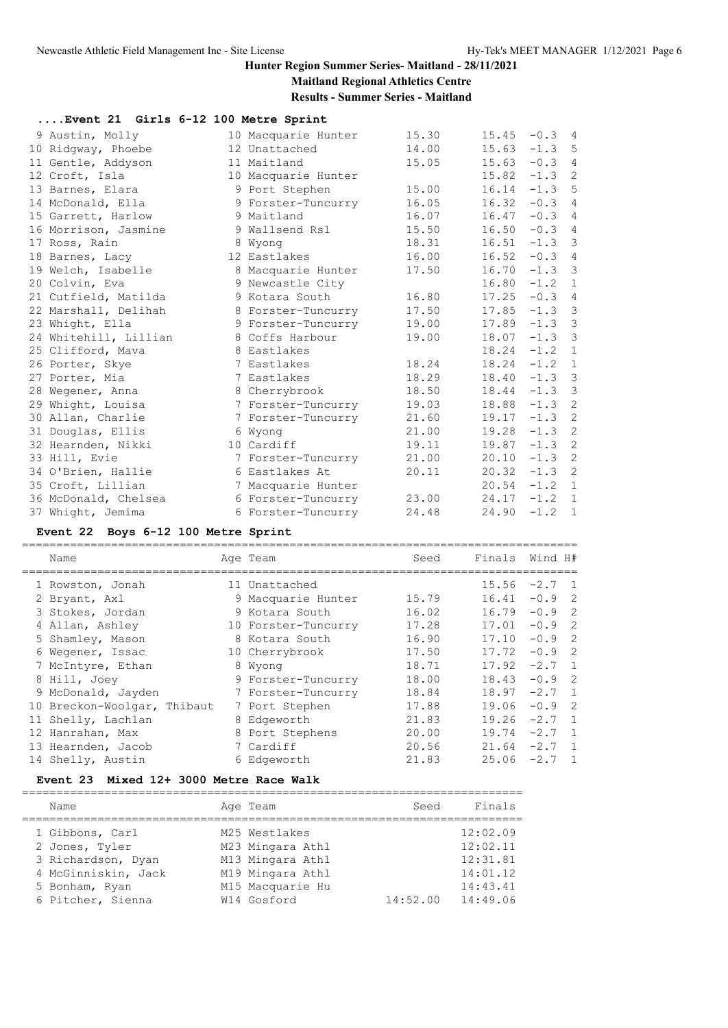# Hunter Region Summer Series- Maitland - 28/11/2021

**Maitland Regional Athletics Centre**

**Results - Summer Series - Maitland**

### ....Event 21 Girls 6-12 100 Metre Sprint

| | Name | Age | Team | Seed | Finals | Wind | H# |
|---|---|---|---|---|---|---|---|
| 9 | Austin, Molly | 10 | Macquarie Hunter | 15.30 | 15.45 | -0.3 | 4 |
| 10 | Ridgway, Phoebe | 12 | Unattached | 14.00 | 15.63 | -1.3 | 5 |
| 11 | Gentle, Addyson | 11 | Maitland | 15.05 | 15.63 | -0.3 | 4 |
| 12 | Croft, Isla | 10 | Macquarie Hunter | | 15.82 | -1.3 | 2 |
| 13 | Barnes, Elara | 9 | Port Stephen | 15.00 | 16.14 | -1.3 | 5 |
| 14 | McDonald, Ella | 9 | Forster-Tuncurry | 16.05 | 16.32 | -0.3 | 4 |
| 15 | Garrett, Harlow | 9 | Maitland | 16.07 | 16.47 | -0.3 | 4 |
| 16 | Morrison, Jasmine | 9 | Wallsend Rsl | 15.50 | 16.50 | -0.3 | 4 |
| 17 | Ross, Rain | 8 | Wyong | 18.31 | 16.51 | -1.3 | 3 |
| 18 | Barnes, Lacy | 12 | Eastlakes | 16.00 | 16.52 | -0.3 | 4 |
| 19 | Welch, Isabelle | 8 | Macquarie Hunter | 17.50 | 16.70 | -1.3 | 3 |
| 20 | Colvin, Eva | 9 | Newcastle City | | 16.80 | -1.2 | 1 |
| 21 | Cutfield, Matilda | 9 | Kotara South | 16.80 | 17.25 | -0.3 | 4 |
| 22 | Marshall, Delihah | 8 | Forster-Tuncurry | 17.50 | 17.85 | -1.3 | 3 |
| 23 | Whight, Ella | 9 | Forster-Tuncurry | 19.00 | 17.89 | -1.3 | 3 |
| 24 | Whitehill, Lillian | 8 | Coffs Harbour | 19.00 | 18.07 | -1.3 | 3 |
| 25 | Clifford, Mava | 8 | Eastlakes | | 18.24 | -1.2 | 1 |
| 26 | Porter, Skye | 7 | Eastlakes | 18.24 | 18.24 | -1.2 | 1 |
| 27 | Porter, Mia | 7 | Eastlakes | 18.29 | 18.40 | -1.3 | 3 |
| 28 | Wegener, Anna | 8 | Cherrybrook | 18.50 | 18.44 | -1.3 | 3 |
| 29 | Whight, Louisa | 7 | Forster-Tuncurry | 19.03 | 18.88 | -1.3 | 2 |
| 30 | Allan, Charlie | 7 | Forster-Tuncurry | 21.60 | 19.17 | -1.3 | 2 |
| 31 | Douglas, Ellis | 6 | Wyong | 21.00 | 19.28 | -1.3 | 2 |
| 32 | Hearnden, Nikki | 10 | Cardiff | 19.11 | 19.87 | -1.3 | 2 |
| 33 | Hill, Evie | 7 | Forster-Tuncurry | 21.00 | 20.10 | -1.3 | 2 |
| 34 | O'Brien, Hallie | 6 | Eastlakes At | 20.11 | 20.32 | -1.3 | 2 |
| 35 | Croft, Lillian | 7 | Macquarie Hunter | | 20.54 | -1.2 | 1 |
| 36 | McDonald, Chelsea | 6 | Forster-Tuncurry | 23.00 | 24.17 | -1.2 | 1 |
| 37 | Whight, Jemima | 6 | Forster-Tuncurry | 24.48 | 24.90 | -1.2 | 1 |

### Event 22 Boys 6-12 100 Metre Sprint

| | Name | Age | Team | Seed | Finals | Wind | H# |
|---|---|---|---|---|---|---|---|
| 1 | Rowston, Jonah | 11 | Unattached | | 15.56 | -2.7 | 1 |
| 2 | Bryant, Axl | 9 | Macquarie Hunter | 15.79 | 16.41 | -0.9 | 2 |
| 3 | Stokes, Jordan | 9 | Kotara South | 16.02 | 16.79 | -0.9 | 2 |
| 4 | Allan, Ashley | 10 | Forster-Tuncurry | 17.28 | 17.01 | -0.9 | 2 |
| 5 | Shamley, Mason | 8 | Kotara South | 16.90 | 17.10 | -0.9 | 2 |
| 6 | Wegener, Issac | 10 | Cherrybrook | 17.50 | 17.72 | -0.9 | 2 |
| 7 | McIntyre, Ethan | 8 | Wyong | 18.71 | 17.92 | -2.7 | 1 |
| 8 | Hill, Joey | 9 | Forster-Tuncurry | 18.00 | 18.43 | -0.9 | 2 |
| 9 | McDonald, Jayden | 7 | Forster-Tuncurry | 18.84 | 18.97 | -2.7 | 1 |
| 10 | Breckon-Woolgar, Thibaut | 7 | Port Stephen | 17.88 | 19.06 | -0.9 | 2 |
| 11 | Shelly, Lachlan | 8 | Edgeworth | 21.83 | 19.26 | -2.7 | 1 |
| 12 | Hanrahan, Max | 8 | Port Stephens | 20.00 | 19.74 | -2.7 | 1 |
| 13 | Hearnden, Jacob | 7 | Cardiff | 20.56 | 21.64 | -2.7 | 1 |
| 14 | Shelly, Austin | 6 | Edgeworth | 21.83 | 25.06 | -2.7 | 1 |

### Event 23 Mixed 12+ 3000 Metre Race Walk

| | Name | Age | Team | Seed | Finals |
|---|---|---|---|---|---|
| 1 | Gibbons, Carl | M25 | Westlakes | | 12:02.09 |
| 2 | Jones, Tyler | M23 | Mingara Athl | | 12:02.11 |
| 3 | Richardson, Dyan | M13 | Mingara Athl | | 12:31.81 |
| 4 | McGinniskin, Jack | M19 | Mingara Athl | | 14:01.12 |
| 5 | Bonham, Ryan | M15 | Macquarie Hu | | 14:43.41 |
| 6 | Pitcher, Sienna | W14 | Gosford | 14:52.00 | 14:49.06 |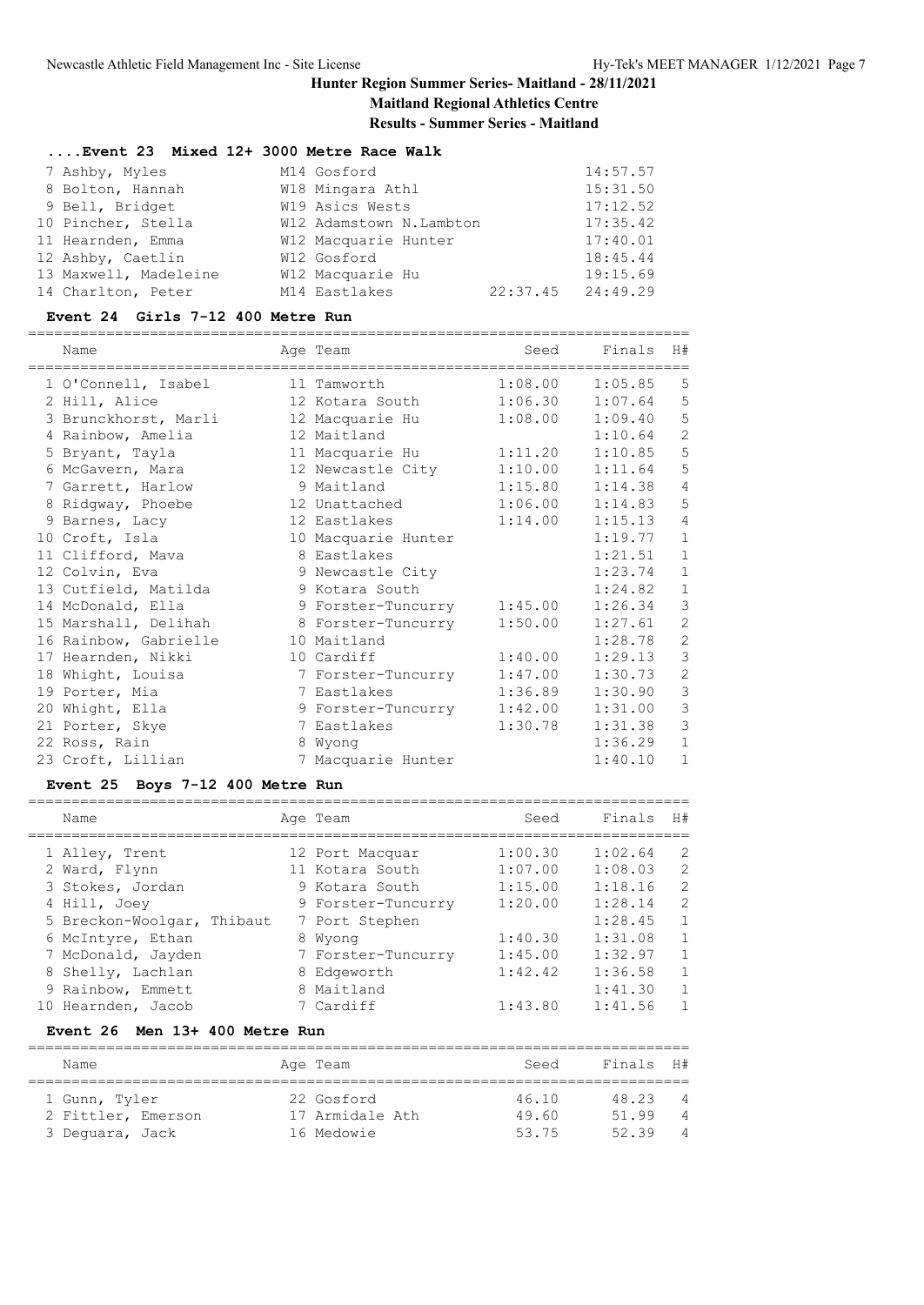# Hunter Region Summer Series- Maitland - 28/11/2021

**Maitland Regional Athletics Centre**

**Results - Summer Series - Maitland**

### ....Event 23 Mixed 12+ 3000 Metre Race Walk

| Name | Age Team | Seed | Finals |
|---|---|---|---|
| 7 Ashby, Myles | M14 Gosford | | 14:57.57 |
| 8 Bolton, Hannah | W18 Mingara Athl | | 15:31.50 |
| 9 Bell, Bridget | W19 Asics Wests | | 17:12.52 |
| 10 Pincher, Stella | W12 Adamstown N.Lambton | | 17:35.42 |
| 11 Hearnden, Emma | W12 Macquarie Hunter | | 17:40.01 |
| 12 Ashby, Caetlin | W12 Gosford | | 18:45.44 |
| 13 Maxwell, Madeleine | W12 Macquarie Hu | | 19:15.69 |
| 14 Charlton, Peter | M14 Eastlakes | 22:37.45 | 24:49.29 |

### Event 24 Girls 7-12 400 Metre Run

| Name | Age Team | Seed | Finals | H# |
|---|---|---|---|---|
| 1 O'Connell, Isabel | 11 Tamworth | 1:08.00 | 1:05.85 | 5 |
| 2 Hill, Alice | 12 Kotara South | 1:06.30 | 1:07.64 | 5 |
| 3 Brunckhorst, Marli | 12 Macquarie Hu | 1:08.00 | 1:09.40 | 5 |
| 4 Rainbow, Amelia | 12 Maitland | | 1:10.64 | 2 |
| 5 Bryant, Tayla | 11 Macquarie Hu | 1:11.20 | 1:10.85 | 5 |
| 6 McGavern, Mara | 12 Newcastle City | 1:10.00 | 1:11.64 | 5 |
| 7 Garrett, Harlow | 9 Maitland | 1:15.80 | 1:14.38 | 4 |
| 8 Ridgway, Phoebe | 12 Unattached | 1:06.00 | 1:14.83 | 5 |
| 9 Barnes, Lacy | 12 Eastlakes | 1:14.00 | 1:15.13 | 4 |
| 10 Croft, Isla | 10 Macquarie Hunter | | 1:19.77 | 1 |
| 11 Clifford, Mava | 8 Eastlakes | | 1:21.51 | 1 |
| 12 Colvin, Eva | 9 Newcastle City | | 1:23.74 | 1 |
| 13 Cutfield, Matilda | 9 Kotara South | | 1:24.82 | 1 |
| 14 McDonald, Ella | 9 Forster-Tuncurry | 1:45.00 | 1:26.34 | 3 |
| 15 Marshall, Delihah | 8 Forster-Tuncurry | 1:50.00 | 1:27.61 | 2 |
| 16 Rainbow, Gabrielle | 10 Maitland | | 1:28.78 | 2 |
| 17 Hearnden, Nikki | 10 Cardiff | 1:40.00 | 1:29.13 | 3 |
| 18 Whight, Louisa | 7 Forster-Tuncurry | 1:47.00 | 1:30.73 | 2 |
| 19 Porter, Mia | 7 Eastlakes | 1:36.89 | 1:30.90 | 3 |
| 20 Whight, Ella | 9 Forster-Tuncurry | 1:42.00 | 1:31.00 | 3 |
| 21 Porter, Skye | 7 Eastlakes | 1:30.78 | 1:31.38 | 3 |
| 22 Ross, Rain | 8 Wyong | | 1:36.29 | 1 |
| 23 Croft, Lillian | 7 Macquarie Hunter | | 1:40.10 | 1 |

### Event 25 Boys 7-12 400 Metre Run

| Name | Age Team | Seed | Finals | H# |
|---|---|---|---|---|
| 1 Alley, Trent | 12 Port Macquar | 1:00.30 | 1:02.64 | 2 |
| 2 Ward, Flynn | 11 Kotara South | 1:07.00 | 1:08.03 | 2 |
| 3 Stokes, Jordan | 9 Kotara South | 1:15.00 | 1:18.16 | 2 |
| 4 Hill, Joey | 9 Forster-Tuncurry | 1:20.00 | 1:28.14 | 2 |
| 5 Breckon-Woolgar, Thibaut | 7 Port Stephen | | 1:28.45 | 1 |
| 6 McIntyre, Ethan | 8 Wyong | 1:40.30 | 1:31.08 | 1 |
| 7 McDonald, Jayden | 7 Forster-Tuncurry | 1:45.00 | 1:32.97 | 1 |
| 8 Shelly, Lachlan | 8 Edgeworth | 1:42.42 | 1:36.58 | 1 |
| 9 Rainbow, Emmett | 8 Maitland | | 1:41.30 | 1 |
| 10 Hearnden, Jacob | 7 Cardiff | 1:43.80 | 1:41.56 | 1 |

### Event 26 Men 13+ 400 Metre Run

| Name | Age Team | Seed | Finals | H# |
|---|---|---|---|---|
| 1 Gunn, Tyler | 22 Gosford | 46.10 | 48.23 | 4 |
| 2 Fittler, Emerson | 17 Armidale Ath | 49.60 | 51.99 | 4 |
| 3 Deguara, Jack | 16 Medowie | 53.75 | 52.39 | 4 |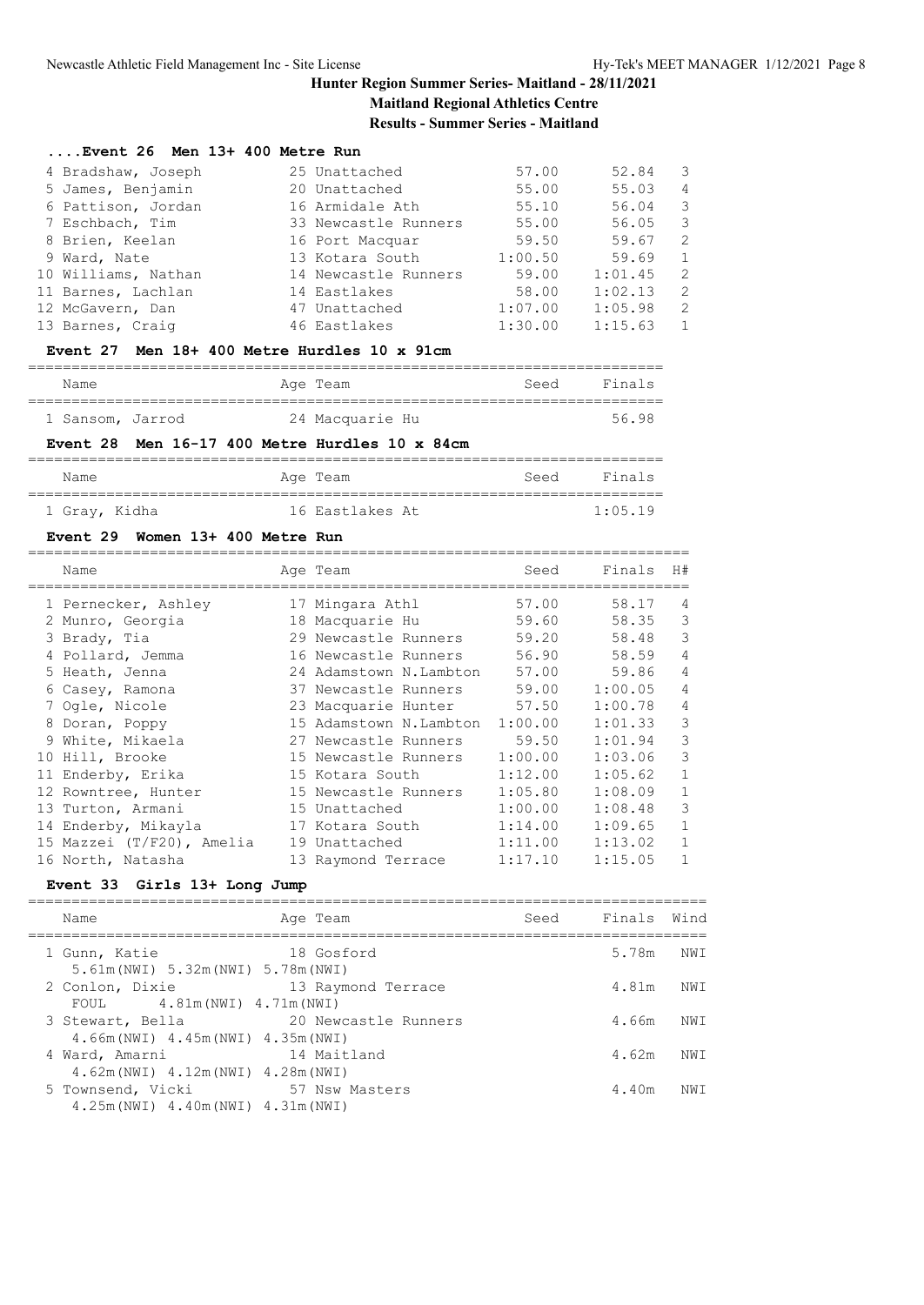# Hunter Region Summer Series- Maitland - 28/11/2021

## Maitland Regional Athletics Centre

## Results - Summer Series - Maitland

### ....Event 26 Men 13+ 400 Metre Run

| | Name | Age | Team | Seed | Finals | H# |
|---|---|---|---|---|---|---|
| 4 | Bradshaw, Joseph | 25 | Unattached | 57.00 | 52.84 | 3 |
| 5 | James, Benjamin | 20 | Unattached | 55.00 | 55.03 | 4 |
| 6 | Pattison, Jordan | 16 | Armidale Ath | 55.10 | 56.04 | 3 |
| 7 | Eschbach, Tim | 33 | Newcastle Runners | 55.00 | 56.05 | 3 |
| 8 | Brien, Keelan | 16 | Port Macquar | 59.50 | 59.67 | 2 |
| 9 | Ward, Nate | 13 | Kotara South | 1:00.50 | 59.69 | 1 |
| 10 | Williams, Nathan | 14 | Newcastle Runners | 59.00 | 1:01.45 | 2 |
| 11 | Barnes, Lachlan | 14 | Eastlakes | 58.00 | 1:02.13 | 2 |
| 12 | McGavern, Dan | 47 | Unattached | 1:07.00 | 1:05.98 | 2 |
| 13 | Barnes, Craig | 46 | Eastlakes | 1:30.00 | 1:15.63 | 1 |

### Event 27 Men 18+ 400 Metre Hurdles 10 x 91cm

| | Name | Age | Team | Seed | Finals |
|---|---|---|---|---|---|
| 1 | Sansom, Jarrod | 24 | Macquarie Hu | | 56.98 |

### Event 28 Men 16-17 400 Metre Hurdles 10 x 84cm

| | Name | Age | Team | Seed | Finals |
|---|---|---|---|---|---|
| 1 | Gray, Kidha | 16 | Eastlakes At | | 1:05.19 |

### Event 29 Women 13+ 400 Metre Run

| | Name | Age | Team | Seed | Finals | H# |
|---|---|---|---|---|---|---|
| 1 | Pernecker, Ashley | 17 | Mingara Athl | 57.00 | 58.17 | 4 |
| 2 | Munro, Georgia | 18 | Macquarie Hu | 59.60 | 58.35 | 3 |
| 3 | Brady, Tia | 29 | Newcastle Runners | 59.20 | 58.48 | 3 |
| 4 | Pollard, Jemma | 16 | Newcastle Runners | 56.90 | 58.59 | 4 |
| 5 | Heath, Jenna | 24 | Adamstown N.Lambton | 57.00 | 59.86 | 4 |
| 6 | Casey, Ramona | 37 | Newcastle Runners | 59.00 | 1:00.05 | 4 |
| 7 | Ogle, Nicole | 23 | Macquarie Hunter | 57.50 | 1:00.78 | 4 |
| 8 | Doran, Poppy | 15 | Adamstown N.Lambton | 1:00.00 | 1:01.33 | 3 |
| 9 | White, Mikaela | 27 | Newcastle Runners | 59.50 | 1:01.94 | 3 |
| 10 | Hill, Brooke | 15 | Newcastle Runners | 1:00.00 | 1:03.06 | 3 |
| 11 | Enderby, Erika | 15 | Kotara South | 1:12.00 | 1:05.62 | 1 |
| 12 | Rowntree, Hunter | 15 | Newcastle Runners | 1:05.80 | 1:08.09 | 1 |
| 13 | Turton, Armani | 15 | Unattached | 1:00.00 | 1:08.48 | 3 |
| 14 | Enderby, Mikayla | 17 | Kotara South | 1:14.00 | 1:09.65 | 1 |
| 15 | Mazzei (T/F20), Amelia | 19 | Unattached | 1:11.00 | 1:13.02 | 1 |
| 16 | North, Natasha | 13 | Raymond Terrace | 1:17.10 | 1:15.05 | 1 |

### Event 33 Girls 13+ Long Jump

| | Name | Age | Team | Seed | Finals | Wind |
|---|---|---|---|---|---|---|
| 1 | Gunn, Katie | 18 | Gosford | | 5.78m | NWI |
| | 5.61m(NWI) 5.32m(NWI) 5.78m(NWI) | | | | | |
| 2 | Conlon, Dixie | 13 | Raymond Terrace | | 4.81m | NWI |
| | FOUL 4.81m(NWI) 4.71m(NWI) | | | | | |
| 3 | Stewart, Bella | 20 | Newcastle Runners | | 4.66m | NWI |
| | 4.66m(NWI) 4.45m(NWI) 4.35m(NWI) | | | | | |
| 4 | Ward, Amarni | 14 | Maitland | | 4.62m | NWI |
| | 4.62m(NWI) 4.12m(NWI) 4.28m(NWI) | | | | | |
| 5 | Townsend, Vicki | 57 | Nsw Masters | | 4.40m | NWI |
| | 4.25m(NWI) 4.40m(NWI) 4.31m(NWI) | | | | | |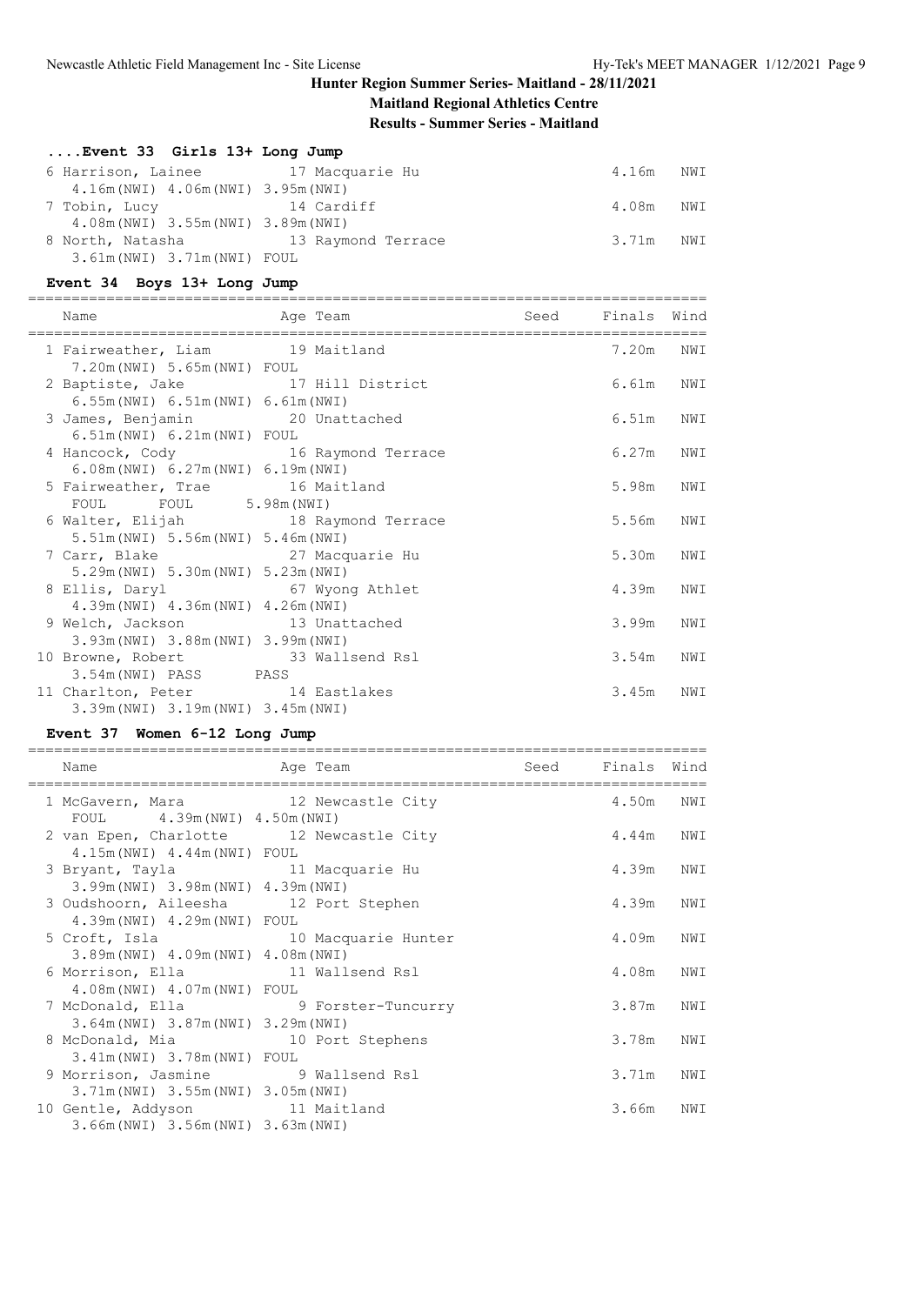## Hunter Region Summer Series- Maitland - 28/11/2021

**Maitland Regional Athletics Centre**

**Results - Summer Series - Maitland**

### ....Event 33 Girls 13+ Long Jump

| Place | Name | Age | Team | Seed | Finals | Wind |
|---|---|---|---|---|---|---|
| 6 | Harrison, Lainee | 17 | Macquarie Hu | | 4.16m | NWI |
| | 4.16m(NWI) 4.06m(NWI) 3.95m(NWI) | | | | | |
| 7 | Tobin, Lucy | 14 | Cardiff | | 4.08m | NWI |
| | 4.08m(NWI) 3.55m(NWI) 3.89m(NWI) | | | | | |
| 8 | North, Natasha | 13 | Raymond Terrace | | 3.71m | NWI |
| | 3.61m(NWI) 3.71m(NWI) FOUL | | | | | |

### Event 34 Boys 13+ Long Jump

| Place | Name | Age | Team | Seed | Finals | Wind |
|---|---|---|---|---|---|---|
| 1 | Fairweather, Liam | 19 | Maitland | | 7.20m | NWI |
| | 7.20m(NWI) 5.65m(NWI) FOUL | | | | | |
| 2 | Baptiste, Jake | 17 | Hill District | | 6.61m | NWI |
| | 6.55m(NWI) 6.51m(NWI) 6.61m(NWI) | | | | | |
| 3 | James, Benjamin | 20 | Unattached | | 6.51m | NWI |
| | 6.51m(NWI) 6.21m(NWI) FOUL | | | | | |
| 4 | Hancock, Cody | 16 | Raymond Terrace | | 6.27m | NWI |
| | 6.08m(NWI) 6.27m(NWI) 6.19m(NWI) | | | | | |
| 5 | Fairweather, Trae | 16 | Maitland | | 5.98m | NWI |
| | FOUL FOUL 5.98m(NWI) | | | | | |
| 6 | Walter, Elijah | 18 | Raymond Terrace | | 5.56m | NWI |
| | 5.51m(NWI) 5.56m(NWI) 5.46m(NWI) | | | | | |
| 7 | Carr, Blake | 27 | Macquarie Hu | | 5.30m | NWI |
| | 5.29m(NWI) 5.30m(NWI) 5.23m(NWI) | | | | | |
| 8 | Ellis, Daryl | 67 | Wyong Athlet | | 4.39m | NWI |
| | 4.39m(NWI) 4.36m(NWI) 4.26m(NWI) | | | | | |
| 9 | Welch, Jackson | 13 | Unattached | | 3.99m | NWI |
| | 3.93m(NWI) 3.88m(NWI) 3.99m(NWI) | | | | | |
| 10 | Browne, Robert | 33 | Wallsend Rsl | | 3.54m | NWI |
| | 3.54m(NWI) PASS PASS | | | | | |
| 11 | Charlton, Peter | 14 | Eastlakes | | 3.45m | NWI |
| | 3.39m(NWI) 3.19m(NWI) 3.45m(NWI) | | | | | |

### Event 37 Women 6-12 Long Jump

| Place | Name | Age | Team | Seed | Finals | Wind |
|---|---|---|---|---|---|---|
| 1 | McGavern, Mara | 12 | Newcastle City | | 4.50m | NWI |
| | FOUL 4.39m(NWI) 4.50m(NWI) | | | | | |
| 2 | van Epen, Charlotte | 12 | Newcastle City | | 4.44m | NWI |
| | 4.15m(NWI) 4.44m(NWI) FOUL | | | | | |
| 3 | Bryant, Tayla | 11 | Macquarie Hu | | 4.39m | NWI |
| | 3.99m(NWI) 3.98m(NWI) 4.39m(NWI) | | | | | |
| 3 | Oudshoorn, Aileesha | 12 | Port Stephen | | 4.39m | NWI |
| | 4.39m(NWI) 4.29m(NWI) FOUL | | | | | |
| 5 | Croft, Isla | 10 | Macquarie Hunter | | 4.09m | NWI |
| | 3.89m(NWI) 4.09m(NWI) 4.08m(NWI) | | | | | |
| 6 | Morrison, Ella | 11 | Wallsend Rsl | | 4.08m | NWI |
| | 4.08m(NWI) 4.07m(NWI) FOUL | | | | | |
| 7 | McDonald, Ella | 9 | Forster-Tuncurry | | 3.87m | NWI |
| | 3.64m(NWI) 3.87m(NWI) 3.29m(NWI) | | | | | |
| 8 | McDonald, Mia | 10 | Port Stephens | | 3.78m | NWI |
| | 3.41m(NWI) 3.78m(NWI) FOUL | | | | | |
| 9 | Morrison, Jasmine | 9 | Wallsend Rsl | | 3.71m | NWI |
| | 3.71m(NWI) 3.55m(NWI) 3.05m(NWI) | | | | | |
| 10 | Gentle, Addyson | 11 | Maitland | | 3.66m | NWI |
| | 3.66m(NWI) 3.56m(NWI) 3.63m(NWI) | | | | | |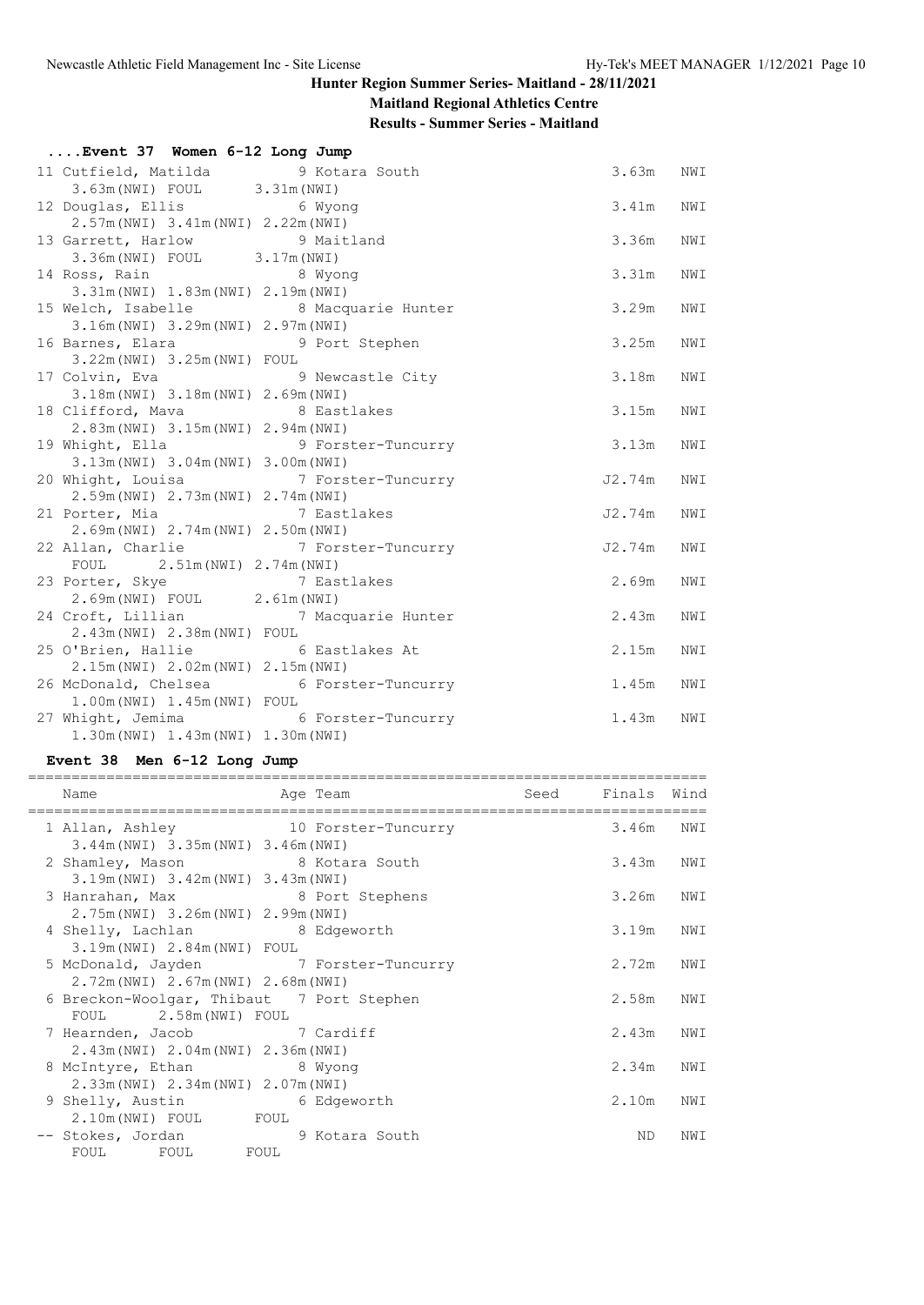## Hunter Region Summer Series- Maitland - 28/11/2021

**Maitland Regional Athletics Centre**

**Results - Summer Series - Maitland**

### ....Event 37 Women 6-12 Long Jump

| Place | Name | Age | Team | Finals | Wind |
|---|---|---|---|---|---|
| 11 | Cutfield, Matilda | 9 | Kotara South | 3.63m | NWI |
| | 3.63m(NWI) FOUL 3.31m(NWI) | | | | |
| 12 | Douglas, Ellis | 6 | Wyong | 3.41m | NWI |
| | 2.57m(NWI) 3.41m(NWI) 2.22m(NWI) | | | | |
| 13 | Garrett, Harlow | 9 | Maitland | 3.36m | NWI |
| | 3.36m(NWI) FOUL 3.17m(NWI) | | | | |
| 14 | Ross, Rain | 8 | Wyong | 3.31m | NWI |
| | 3.31m(NWI) 1.83m(NWI) 2.19m(NWI) | | | | |
| 15 | Welch, Isabelle | 8 | Macquarie Hunter | 3.29m | NWI |
| | 3.16m(NWI) 3.29m(NWI) 2.97m(NWI) | | | | |
| 16 | Barnes, Elara | 9 | Port Stephen | 3.25m | NWI |
| | 3.22m(NWI) 3.25m(NWI) FOUL | | | | |
| 17 | Colvin, Eva | 9 | Newcastle City | 3.18m | NWI |
| | 3.18m(NWI) 3.18m(NWI) 2.69m(NWI) | | | | |
| 18 | Clifford, Mava | 8 | Eastlakes | 3.15m | NWI |
| | 2.83m(NWI) 3.15m(NWI) 2.94m(NWI) | | | | |
| 19 | Whight, Ella | 9 | Forster-Tuncurry | 3.13m | NWI |
| | 3.13m(NWI) 3.04m(NWI) 3.00m(NWI) | | | | |
| 20 | Whight, Louisa | 7 | Forster-Tuncurry | J2.74m | NWI |
| | 2.59m(NWI) 2.73m(NWI) 2.74m(NWI) | | | | |
| 21 | Porter, Mia | 7 | Eastlakes | J2.74m | NWI |
| | 2.69m(NWI) 2.74m(NWI) 2.50m(NWI) | | | | |
| 22 | Allan, Charlie | 7 | Forster-Tuncurry | J2.74m | NWI |
| | FOUL 2.51m(NWI) 2.74m(NWI) | | | | |
| 23 | Porter, Skye | 7 | Eastlakes | 2.69m | NWI |
| | 2.69m(NWI) FOUL 2.61m(NWI) | | | | |
| 24 | Croft, Lillian | 7 | Macquarie Hunter | 2.43m | NWI |
| | 2.43m(NWI) 2.38m(NWI) FOUL | | | | |
| 25 | O'Brien, Hallie | 6 | Eastlakes At | 2.15m | NWI |
| | 2.15m(NWI) 2.02m(NWI) 2.15m(NWI) | | | | |
| 26 | McDonald, Chelsea | 6 | Forster-Tuncurry | 1.45m | NWI |
| | 1.00m(NWI) 1.45m(NWI) FOUL | | | | |
| 27 | Whight, Jemima | 6 | Forster-Tuncurry | 1.43m | NWI |
| | 1.30m(NWI) 1.43m(NWI) 1.30m(NWI) | | | | |

### Event 38 Men 6-12 Long Jump

| | Name | Age | Team | Seed | Finals | Wind |
|---|---|---|---|---|---|---|
| 1 | Allan, Ashley | 10 | Forster-Tuncurry | | 3.46m | NWI |
| | 3.44m(NWI) 3.35m(NWI) 3.46m(NWI) | | | | | |
| 2 | Shamley, Mason | 8 | Kotara South | | 3.43m | NWI |
| | 3.19m(NWI) 3.42m(NWI) 3.43m(NWI) | | | | | |
| 3 | Hanrahan, Max | 8 | Port Stephens | | 3.26m | NWI |
| | 2.75m(NWI) 3.26m(NWI) 2.99m(NWI) | | | | | |
| 4 | Shelly, Lachlan | 8 | Edgeworth | | 3.19m | NWI |
| | 3.19m(NWI) 2.84m(NWI) FOUL | | | | | |
| 5 | McDonald, Jayden | 7 | Forster-Tuncurry | | 2.72m | NWI |
| | 2.72m(NWI) 2.67m(NWI) 2.68m(NWI) | | | | | |
| 6 | Breckon-Woolgar, Thibaut | 7 | Port Stephen | | 2.58m | NWI |
| | FOUL 2.58m(NWI) FOUL | | | | | |
| 7 | Hearnden, Jacob | 7 | Cardiff | | 2.43m | NWI |
| | 2.43m(NWI) 2.04m(NWI) 2.36m(NWI) | | | | | |
| 8 | McIntyre, Ethan | 8 | Wyong | | 2.34m | NWI |
| | 2.33m(NWI) 2.34m(NWI) 2.07m(NWI) | | | | | |
| 9 | Shelly, Austin | 6 | Edgeworth | | 2.10m | NWI |
| | 2.10m(NWI) FOUL FOUL | | | | | |
| -- | Stokes, Jordan | 9 | Kotara South | | ND | NWI |
| | FOUL FOUL FOUL | | | | | |